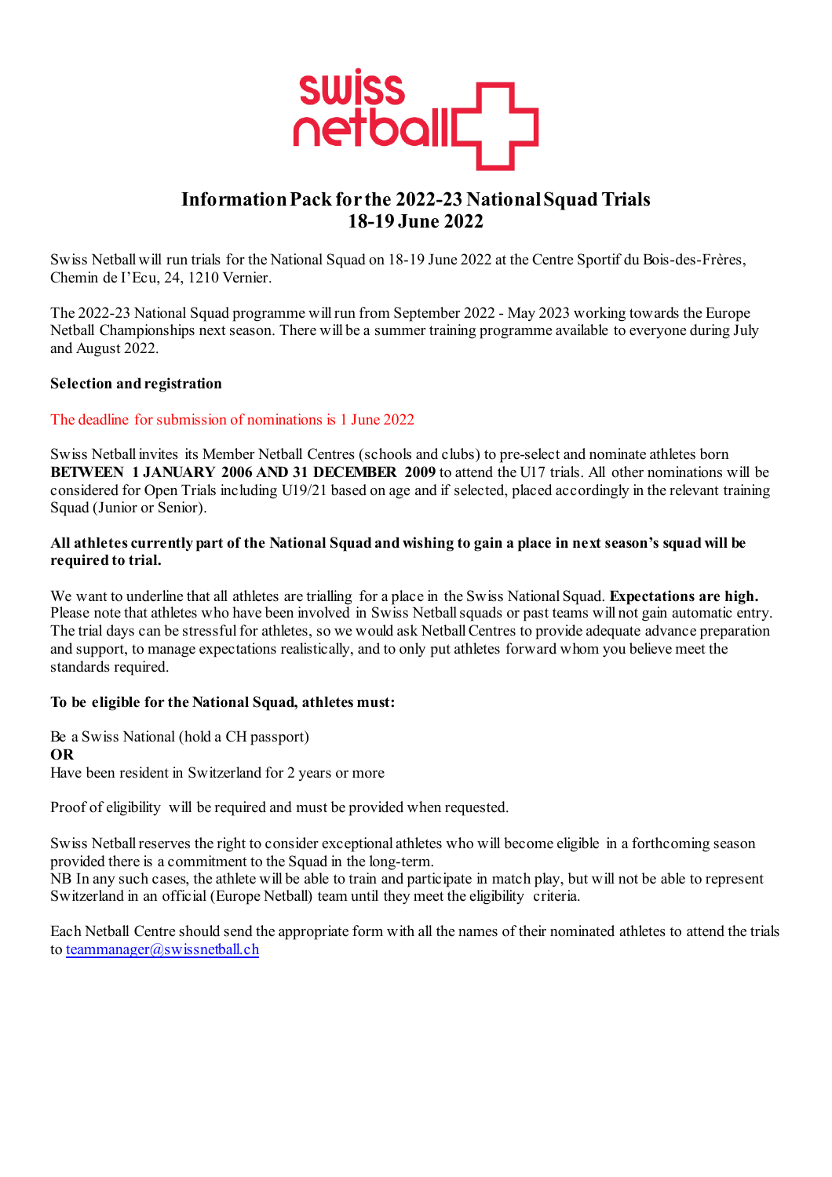# Information Pack for the 2022-23 National Squad Trials
## 18-19 June 2022

Swiss Netball will run trials for the National Squad on 18-19 June 2022 at the Centre Sportif du Bois-des-Frères, Chemin de l'Ecu, 24, 1210 Vernier.

The 2022-23 National Squad programme will run from September 2022 - May 2023 working towards the Europe Netball Championships next season. There will be a summer training programme available to everyone during July and August 2022.

**Selection and registration**

The deadline for submission of nominations is 1 June 2022

Swiss Netball invites its Member Netball Centres (schools and clubs) to pre-select and nominate athletes born **BETWEEN 1 JANUARY 2006 AND 31 DECEMBER 2009** to attend the U17 trials. All other nominations will be considered for Open Trials including U19/21 based on age and if selected, placed accordingly in the relevant training Squad (Junior or Senior).

**All athletes currently part of the National Squad and wishing to gain a place in next season's squad will be required to trial.**

We want to underline that all athletes are trialling for a place in the Swiss National Squad. **Expectations are high.** Please note that athletes who have been involved in Swiss Netball squads or past teams will not gain automatic entry. The trial days can be stressful for athletes, so we would ask Netball Centres to provide adequate advance preparation and support, to manage expectations realistically, and to only put athletes forward whom you believe meet the standards required.

**To be eligible for the National Squad, athletes must:**

Be a Swiss National (hold a CH passport)
**OR**
Have been resident in Switzerland for 2 years or more

Proof of eligibility will be required and must be provided when requested.

Swiss Netball reserves the right to consider exceptional athletes who will become eligible in a forthcoming season provided there is a commitment to the Squad in the long-term.
NB In any such cases, the athlete will be able to train and participate in match play, but will not be able to represent Switzerland in an official (Europe Netball) team until they meet the eligibility criteria.

Each Netball Centre should send the appropriate form with all the names of their nominated athletes to attend the trials to teammanager@swissnetball.ch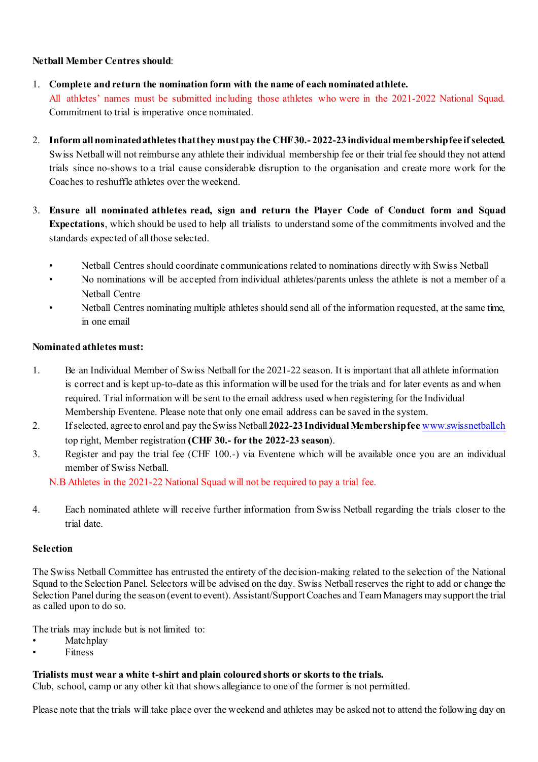**Netball Member Centres should**:

1. **Complete and return the nomination form with the name of each nominated athlete.**
   All athletes' names must be submitted including those athletes who were in the 2021-2022 National Squad. Commitment to trial is imperative once nominated.

2. **Inform all nominated athletes that they must pay the CHF 30.- 2022-23 individual membership fee if selected.** Swiss Netball will not reimburse any athlete their individual membership fee or their trial fee should they not attend trials since no-shows to a trial cause considerable disruption to the organisation and create more work for the Coaches to reshuffle athletes over the weekend.

3. **Ensure all nominated athletes read, sign and return the Player Code of Conduct form and Squad Expectations**, which should be used to help all trialists to understand some of the commitments involved and the standards expected of all those selected.

   - Netball Centres should coordinate communications related to nominations directly with Swiss Netball
   - No nominations will be accepted from individual athletes/parents unless the athlete is not a member of a Netball Centre
   - Netball Centres nominating multiple athletes should send all of the information requested, at the same time, in one email

**Nominated athletes must:**

1. Be an Individual Member of Swiss Netball for the 2021-22 season. It is important that all athlete information is correct and is kept up-to-date as this information will be used for the trials and for later events as and when required. Trial information will be sent to the email address used when registering for the Individual Membership Eventene. Please note that only one email address can be saved in the system.
2. If selected, agree to enrol and pay the Swiss Netball **2022-23 Individual Membership fee** www.swissnetball.ch top right, Member registration **(CHF 30.- for the 2022-23 season)**.
3. Register and pay the trial fee (CHF 100.-) via Eventene which will be available once you are an individual member of Swiss Netball.

   N.B Athletes in the 2021-22 National Squad will not be required to pay a trial fee.

4. Each nominated athlete will receive further information from Swiss Netball regarding the trials closer to the trial date.

**Selection**

The Swiss Netball Committee has entrusted the entirety of the decision-making related to the selection of the National Squad to the Selection Panel. Selectors will be advised on the day. Swiss Netball reserves the right to add or change the Selection Panel during the season (event to event). Assistant/Support Coaches and Team Managers may support the trial as called upon to do so.

The trials may include but is not limited to:

- Matchplay
- Fitness

**Trialists must wear a white t-shirt and plain coloured shorts or skorts to the trials.**
Club, school, camp or any other kit that shows allegiance to one of the former is not permitted.

Please note that the trials will take place over the weekend and athletes may be asked not to attend the following day on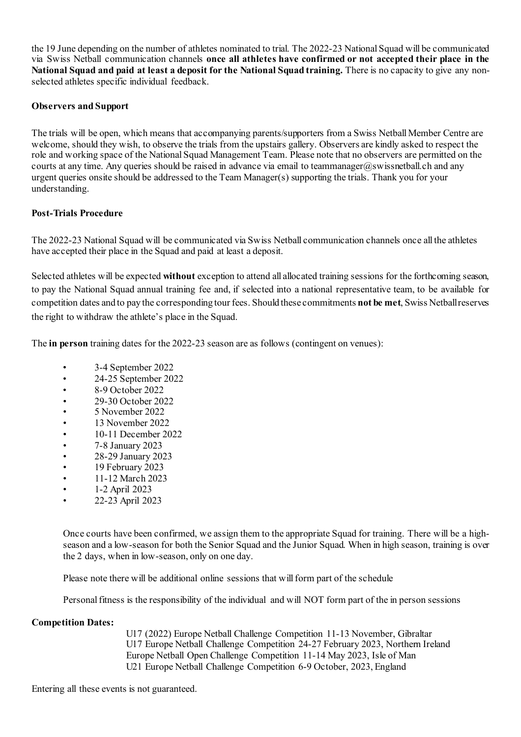the 19 June depending on the number of athletes nominated to trial. The 2022-23 National Squad will be communicated via Swiss Netball communication channels **once all athletes have confirmed or not accepted their place in the National Squad and paid at least a deposit for the National Squad training.** There is no capacity to give any non-selected athletes specific individual feedback.

**Observers and Support**

The trials will be open, which means that accompanying parents/supporters from a Swiss Netball Member Centre are welcome, should they wish, to observe the trials from the upstairs gallery. Observers are kindly asked to respect the role and working space of the National Squad Management Team. Please note that no observers are permitted on the courts at any time. Any queries should be raised in advance via email to teammanager@swissnetball.ch and any urgent queries onsite should be addressed to the Team Manager(s) supporting the trials. Thank you for your understanding.

**Post-Trials Procedure**

The 2022-23 National Squad will be communicated via Swiss Netball communication channels once all the athletes have accepted their place in the Squad and paid at least a deposit.

Selected athletes will be expected **without** exception to attend all allocated training sessions for the forthcoming season, to pay the National Squad annual training fee and, if selected into a national representative team, to be available for competition dates and to pay the corresponding tour fees. Should these commitments **not be met**, Swiss Netball reserves the right to withdraw the athlete's place in the Squad.

The **in person** training dates for the 2022-23 season are as follows (contingent on venues):

- 3-4 September 2022
- 24-25 September 2022
- 8-9 October 2022
- 29-30 October 2022
- 5 November 2022
- 13 November 2022
- 10-11 December 2022
- 7-8 January 2023
- 28-29 January 2023
- 19 February 2023
- 11-12 March 2023
- 1-2 April 2023
- 22-23 April 2023

Once courts have been confirmed, we assign them to the appropriate Squad for training. There will be a high-season and a low-season for both the Senior Squad and the Junior Squad. When in high season, training is over the 2 days, when in low-season, only on one day.

Please note there will be additional online sessions that will form part of the schedule

Personal fitness is the responsibility of the individual and will NOT form part of the in person sessions

**Competition Dates:**

U17 (2022) Europe Netball Challenge Competition 11-13 November, Gibraltar
U17 Europe Netball Challenge Competition 24-27 February 2023, Northern Ireland
Europe Netball Open Challenge Competition 11-14 May 2023, Isle of Man
U21 Europe Netball Challenge Competition 6-9 October, 2023, England

Entering all these events is not guaranteed.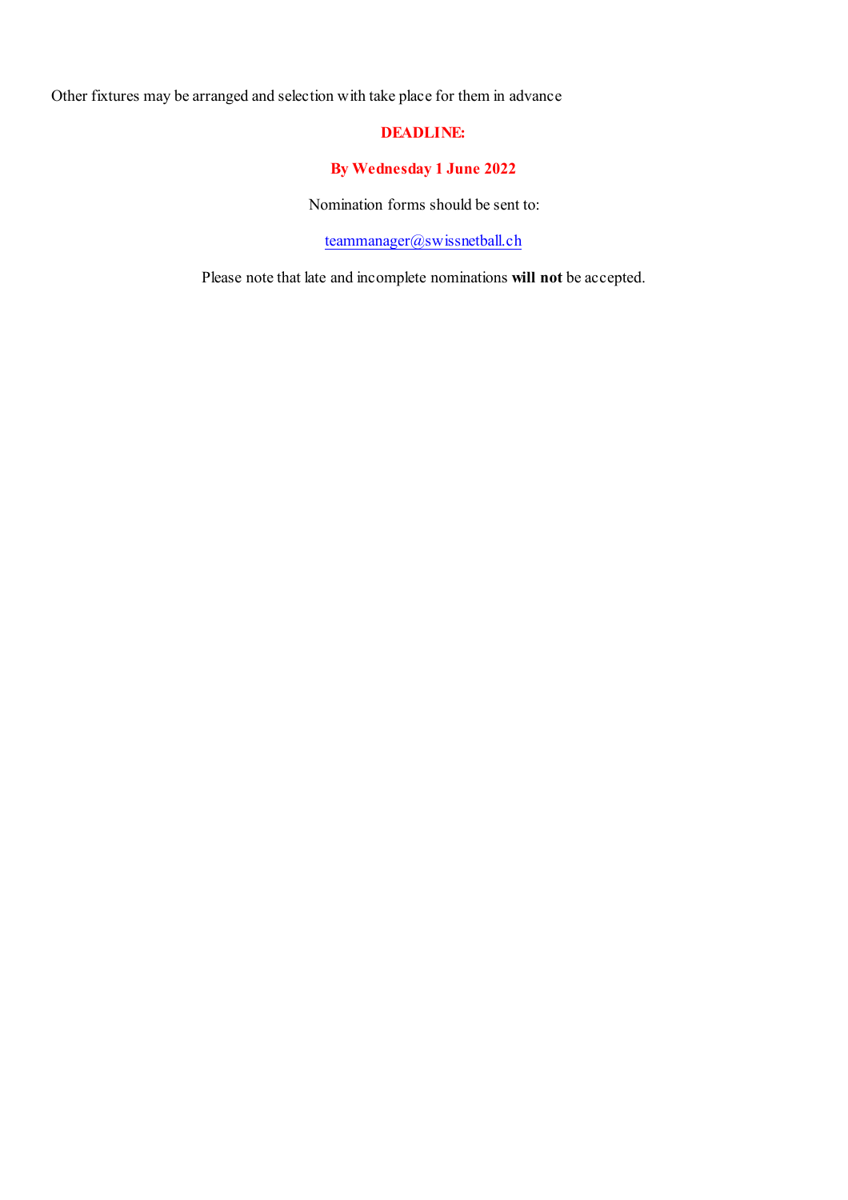Other fixtures may be arranged and selection with take place for them in advance

**DEADLINE:**

**By Wednesday 1 June 2022**

Nomination forms should be sent to:

teammanager@swissnetball.ch

Please note that late and incomplete nominations **will not** be accepted.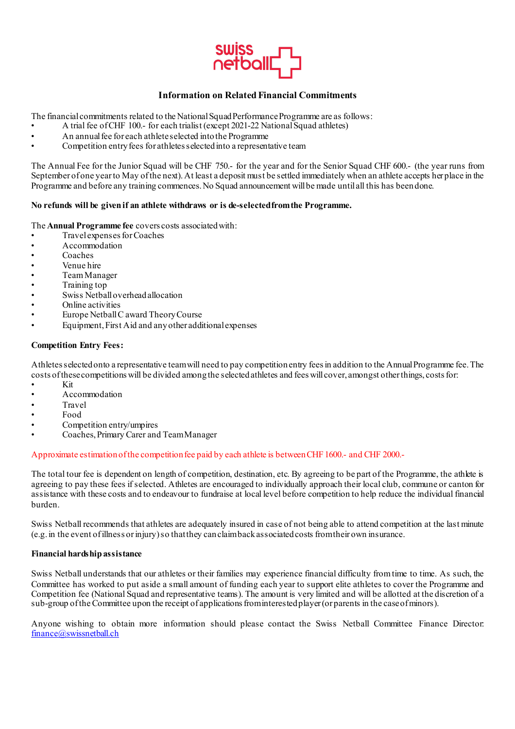## Information on Related Financial Commitments

The financial commitments related to the National Squad Performance Programme are as follows:

- A trial fee of CHF 100.- for each trialist (except 2021-22 National Squad athletes)
- An annual fee for each athlete selected into the Programme
- Competition entry fees for athletes selected into a representative team

The Annual Fee for the Junior Squad will be CHF 750.- for the year and for the Senior Squad CHF 600.- (the year runs from September of one year to May of the next). At least a deposit must be settled immediately when an athlete accepts her place in the Programme and before any training commences. No Squad announcement will be made until all this has been done.

**No refunds will be given if an athlete withdraws or is de-selected from the Programme.**

The **Annual Programme fee** covers costs associated with:

- Travel expenses for Coaches
- Accommodation
- Coaches
- Venue hire
- Team Manager
- Training top
- Swiss Netball overhead allocation
- Online activities
- Europe Netball C award Theory Course
- Equipment, First Aid and any other additional expenses

**Competition Entry Fees:**

Athletes selected onto a representative team will need to pay competition entry fees in addition to the Annual Programme fee. The costs of these competitions will be divided among the selected athletes and fees will cover, amongst other things, costs for:

- Kit
- Accommodation
- Travel
- Food
- Competition entry/umpires
- Coaches, Primary Carer and Team Manager

Approximate estimation of the competition fee paid by each athlete is between CHF 1600.- and CHF 2000.-

The total tour fee is dependent on length of competition, destination, etc. By agreeing to be part of the Programme, the athlete is agreeing to pay these fees if selected. Athletes are encouraged to individually approach their local club, commune or canton for assistance with these costs and to endeavour to fundraise at local level before competition to help reduce the individual financial burden.

Swiss Netball recommends that athletes are adequately insured in case of not being able to attend competition at the last minute (e.g. in the event of illness or injury) so that they can claim back associated costs from their own insurance.

**Financial hardship assistance**

Swiss Netball understands that our athletes or their families may experience financial difficulty from time to time. As such, the Committee has worked to put aside a small amount of funding each year to support elite athletes to cover the Programme and Competition fee (National Squad and representative teams). The amount is very limited and will be allotted at the discretion of a sub-group of the Committee upon the receipt of applications from interested player (or parents in the case of minors).

Anyone wishing to obtain more information should please contact the Swiss Netball Committee Finance Director: finance@swissnetball.ch